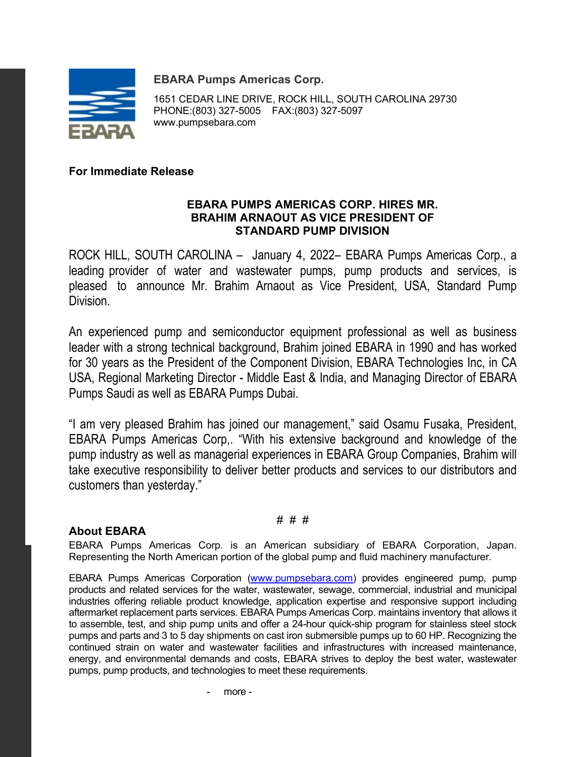**EBARA Pumps Americas Corp.**

1651 CEDAR LINE DRIVE, ROCK HILL, SOUTH CAROLINA 29730
PHONE:(803) 327-5005 FAX:(803) 327-5097
www.pumpsebara.com

**For Immediate Release**

## EBARA PUMPS AMERICAS CORP. HIRES MR. BRAHIM ARNAOUT AS VICE PRESIDENT OF STANDARD PUMP DIVISION

ROCK HILL, SOUTH CAROLINA – January 4, 2022– EBARA Pumps Americas Corp., a leading provider of water and wastewater pumps, pump products and services, is pleased to announce Mr. Brahim Arnaout as Vice President, USA, Standard Pump Division.

An experienced pump and semiconductor equipment professional as well as business leader with a strong technical background, Brahim joined EBARA in 1990 and has worked for 30 years as the President of the Component Division, EBARA Technologies Inc, in CA USA, Regional Marketing Director - Middle East & India, and Managing Director of EBARA Pumps Saudi as well as EBARA Pumps Dubai.

"I am very pleased Brahim has joined our management," said Osamu Fusaka, President, EBARA Pumps Americas Corp,. "With his extensive background and knowledge of the pump industry as well as managerial experiences in EBARA Group Companies, Brahim will take executive responsibility to deliver better products and services to our distributors and customers than yesterday."

# # #

**About EBARA**

EBARA Pumps Americas Corp. is an American subsidiary of EBARA Corporation, Japan. Representing the North American portion of the global pump and fluid machinery manufacturer.

EBARA Pumps Americas Corporation (www.pumpsebara.com) provides engineered pump, pump products and related services for the water, wastewater, sewage, commercial, industrial and municipal industries offering reliable product knowledge, application expertise and responsive support including aftermarket replacement parts services. EBARA Pumps Americas Corp. maintains inventory that allows it to assemble, test, and ship pump units and offer a 24-hour quick-ship program for stainless steel stock pumps and parts and 3 to 5 day shipments on cast iron submersible pumps up to 60 HP. Recognizing the continued strain on water and wastewater facilities and infrastructures with increased maintenance, energy, and environmental demands and costs, EBARA strives to deploy the best water, wastewater pumps, pump products, and technologies to meet these requirements.

- more -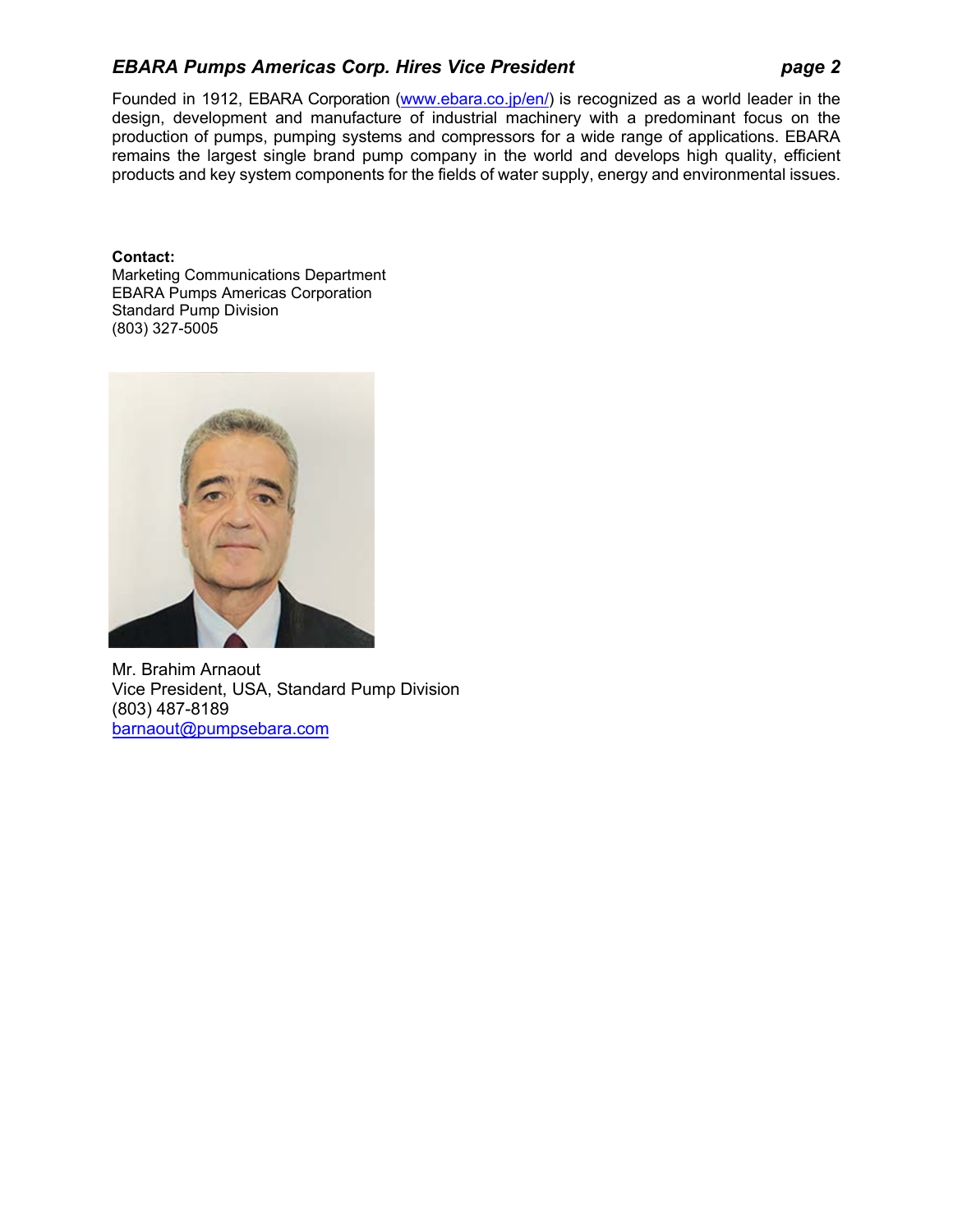Founded in 1912, EBARA Corporation (www.ebara.co.jp/en/) is recognized as a world leader in the design, development and manufacture of industrial machinery with a predominant focus on the production of pumps, pumping systems and compressors for a wide range of applications. EBARA remains the largest single brand pump company in the world and develops high quality, efficient products and key system components for the fields of water supply, energy and environmental issues.

**Contact:**
Marketing Communications Department
EBARA Pumps Americas Corporation
Standard Pump Division
(803) 327-5005

Mr. Brahim Arnaout
Vice President, USA, Standard Pump Division
(803) 487-8189
barnaout@pumpsebara.com